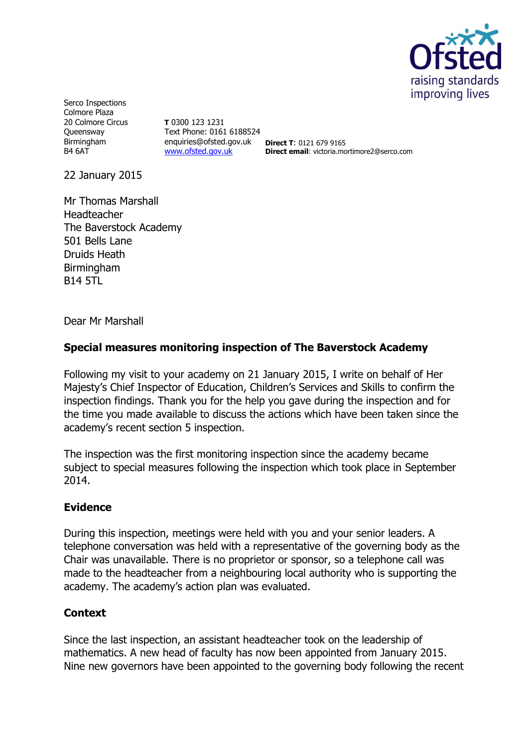Serco Inspections
Colmore Plaza
20 Colmore Circus
Queensway
Birmingham
B4 6AT

**T** 0300 123 1231
Text Phone: 0161 6188524
enquiries@ofsted.gov.uk
www.ofsted.gov.uk

**Direct T**: 0121 679 9165
**Direct email**: victoria.mortimore2@serco.com

22 January 2015

Mr Thomas Marshall
Headteacher
The Baverstock Academy
501 Bells Lane
Druids Heath
Birmingham
B14 5TL

Dear Mr Marshall

**Special measures monitoring inspection of The Baverstock Academy**

Following my visit to your academy on 21 January 2015, I write on behalf of Her Majesty's Chief Inspector of Education, Children's Services and Skills to confirm the inspection findings. Thank you for the help you gave during the inspection and for the time you made available to discuss the actions which have been taken since the academy's recent section 5 inspection.

The inspection was the first monitoring inspection since the academy became subject to special measures following the inspection which took place in September 2014.

**Evidence**

During this inspection, meetings were held with you and your senior leaders. A telephone conversation was held with a representative of the governing body as the Chair was unavailable. There is no proprietor or sponsor, so a telephone call was made to the headteacher from a neighbouring local authority who is supporting the academy. The academy's action plan was evaluated.

**Context**

Since the last inspection, an assistant headteacher took on the leadership of mathematics. A new head of faculty has now been appointed from January 2015. Nine new governors have been appointed to the governing body following the recent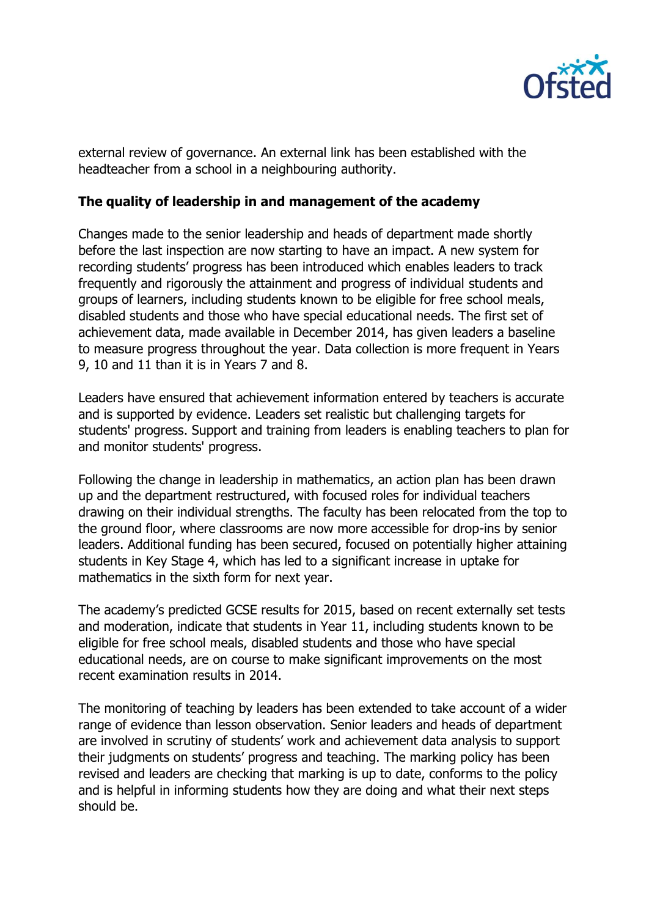external review of governance. An external link has been established with the headteacher from a school in a neighbouring authority.

**The quality of leadership in and management of the academy**

Changes made to the senior leadership and heads of department made shortly before the last inspection are now starting to have an impact. A new system for recording students' progress has been introduced which enables leaders to track frequently and rigorously the attainment and progress of individual students and groups of learners, including students known to be eligible for free school meals, disabled students and those who have special educational needs. The first set of achievement data, made available in December 2014, has given leaders a baseline to measure progress throughout the year. Data collection is more frequent in Years 9, 10 and 11 than it is in Years 7 and 8.

Leaders have ensured that achievement information entered by teachers is accurate and is supported by evidence. Leaders set realistic but challenging targets for students' progress. Support and training from leaders is enabling teachers to plan for and monitor students' progress.

Following the change in leadership in mathematics, an action plan has been drawn up and the department restructured, with focused roles for individual teachers drawing on their individual strengths. The faculty has been relocated from the top to the ground floor, where classrooms are now more accessible for drop-ins by senior leaders. Additional funding has been secured, focused on potentially higher attaining students in Key Stage 4, which has led to a significant increase in uptake for mathematics in the sixth form for next year.

The academy's predicted GCSE results for 2015, based on recent externally set tests and moderation, indicate that students in Year 11, including students known to be eligible for free school meals, disabled students and those who have special educational needs, are on course to make significant improvements on the most recent examination results in 2014.

The monitoring of teaching by leaders has been extended to take account of a wider range of evidence than lesson observation. Senior leaders and heads of department are involved in scrutiny of students' work and achievement data analysis to support their judgments on students' progress and teaching. The marking policy has been revised and leaders are checking that marking is up to date, conforms to the policy and is helpful in informing students how they are doing and what their next steps should be.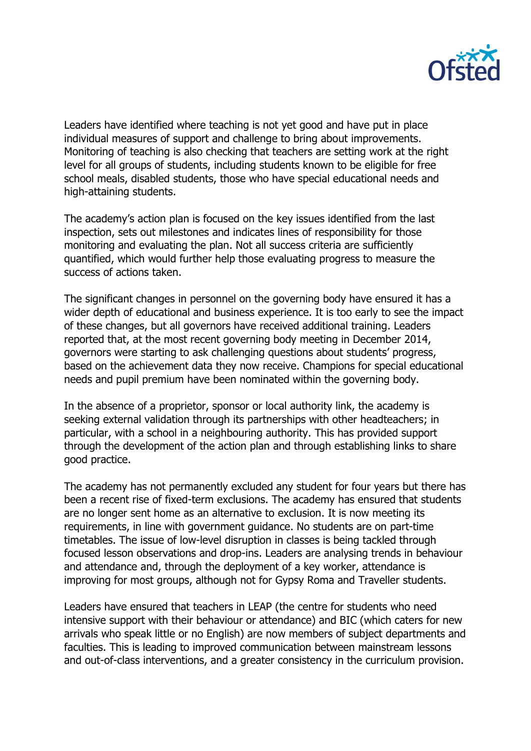Leaders have identified where teaching is not yet good and have put in place individual measures of support and challenge to bring about improvements. Monitoring of teaching is also checking that teachers are setting work at the right level for all groups of students, including students known to be eligible for free school meals, disabled students, those who have special educational needs and high-attaining students.

The academy's action plan is focused on the key issues identified from the last inspection, sets out milestones and indicates lines of responsibility for those monitoring and evaluating the plan. Not all success criteria are sufficiently quantified, which would further help those evaluating progress to measure the success of actions taken.

The significant changes in personnel on the governing body have ensured it has a wider depth of educational and business experience. It is too early to see the impact of these changes, but all governors have received additional training. Leaders reported that, at the most recent governing body meeting in December 2014, governors were starting to ask challenging questions about students' progress, based on the achievement data they now receive. Champions for special educational needs and pupil premium have been nominated within the governing body.

In the absence of a proprietor, sponsor or local authority link, the academy is seeking external validation through its partnerships with other headteachers; in particular, with a school in a neighbouring authority. This has provided support through the development of the action plan and through establishing links to share good practice.

The academy has not permanently excluded any student for four years but there has been a recent rise of fixed-term exclusions. The academy has ensured that students are no longer sent home as an alternative to exclusion. It is now meeting its requirements, in line with government guidance. No students are on part-time timetables. The issue of low-level disruption in classes is being tackled through focused lesson observations and drop-ins. Leaders are analysing trends in behaviour and attendance and, through the deployment of a key worker, attendance is improving for most groups, although not for Gypsy Roma and Traveller students.

Leaders have ensured that teachers in LEAP (the centre for students who need intensive support with their behaviour or attendance) and BIC (which caters for new arrivals who speak little or no English) are now members of subject departments and faculties. This is leading to improved communication between mainstream lessons and out-of-class interventions, and a greater consistency in the curriculum provision.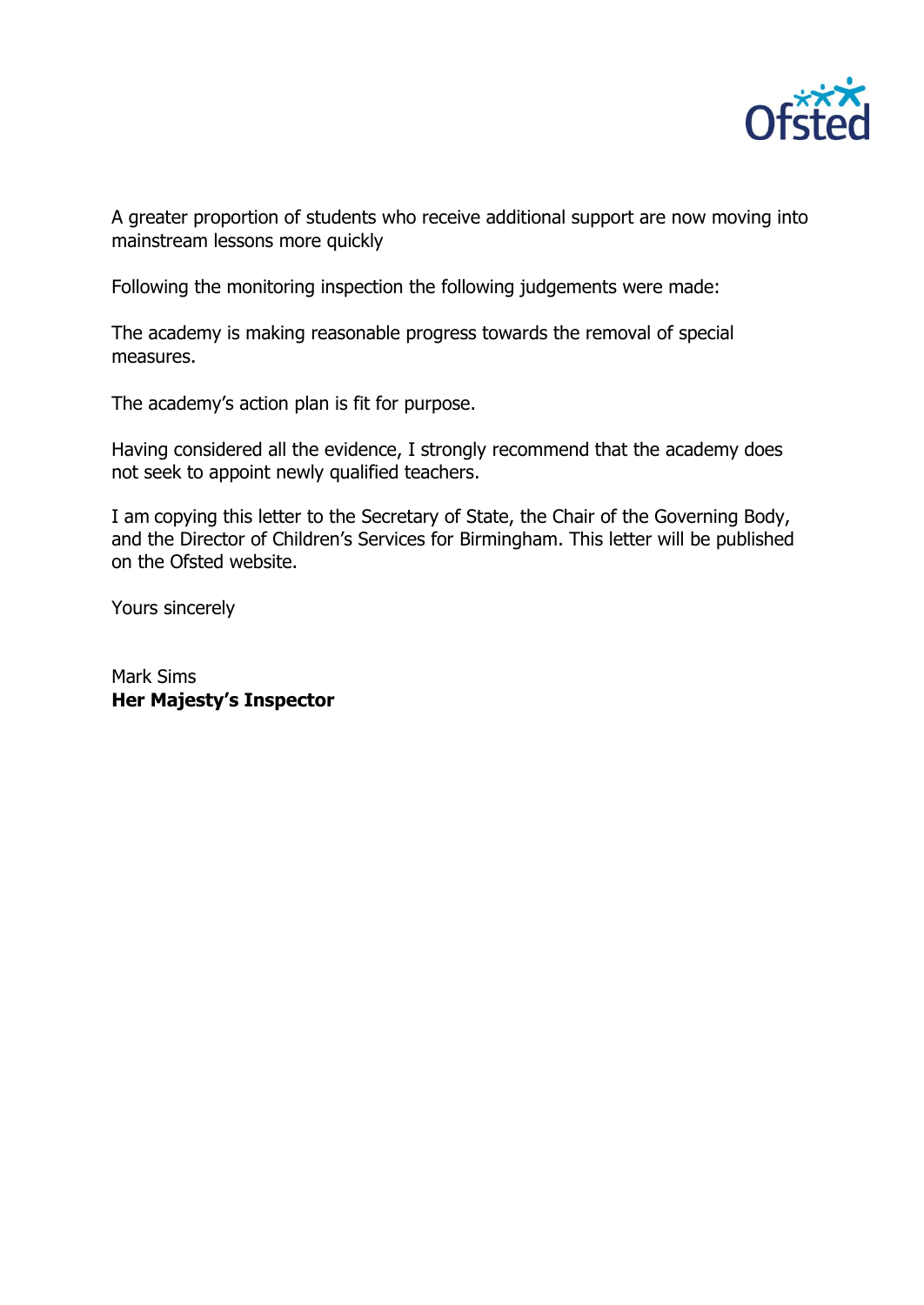A greater proportion of students who receive additional support are now moving into mainstream lessons more quickly

Following the monitoring inspection the following judgements were made:

The academy is making reasonable progress towards the removal of special measures.

The academy's action plan is fit for purpose.

Having considered all the evidence, I strongly recommend that the academy does not seek to appoint newly qualified teachers.

I am copying this letter to the Secretary of State, the Chair of the Governing Body, and the Director of Children's Services for Birmingham. This letter will be published on the Ofsted website.

Yours sincerely

Mark Sims
**Her Majesty's Inspector**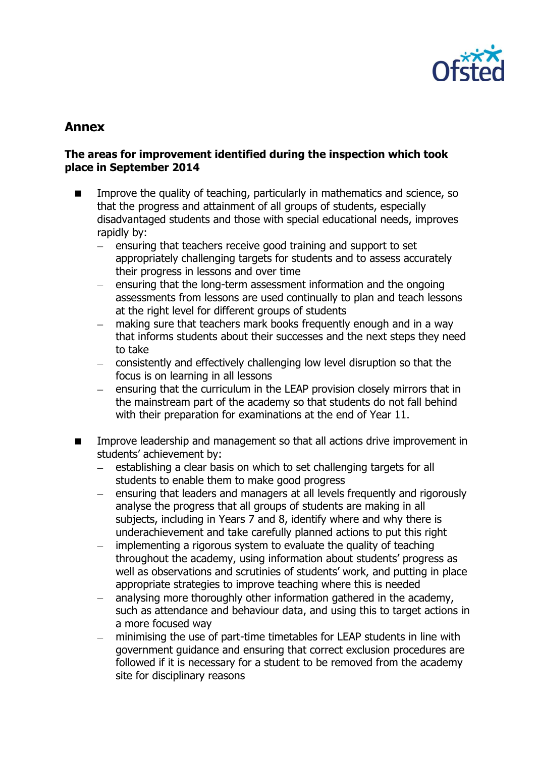## Annex

**The areas for improvement identified during the inspection which took place in September 2014**

- Improve the quality of teaching, particularly in mathematics and science, so that the progress and attainment of all groups of students, especially disadvantaged students and those with special educational needs, improves rapidly by:
  - ensuring that teachers receive good training and support to set appropriately challenging targets for students and to assess accurately their progress in lessons and over time
  - ensuring that the long-term assessment information and the ongoing assessments from lessons are used continually to plan and teach lessons at the right level for different groups of students
  - making sure that teachers mark books frequently enough and in a way that informs students about their successes and the next steps they need to take
  - consistently and effectively challenging low level disruption so that the focus is on learning in all lessons
  - ensuring that the curriculum in the LEAP provision closely mirrors that in the mainstream part of the academy so that students do not fall behind with their preparation for examinations at the end of Year 11.

- Improve leadership and management so that all actions drive improvement in students' achievement by:
  - establishing a clear basis on which to set challenging targets for all students to enable them to make good progress
  - ensuring that leaders and managers at all levels frequently and rigorously analyse the progress that all groups of students are making in all subjects, including in Years 7 and 8, identify where and why there is underachievement and take carefully planned actions to put this right
  - implementing a rigorous system to evaluate the quality of teaching throughout the academy, using information about students' progress as well as observations and scrutinies of students' work, and putting in place appropriate strategies to improve teaching where this is needed
  - analysing more thoroughly other information gathered in the academy, such as attendance and behaviour data, and using this to target actions in a more focused way
  - minimising the use of part-time timetables for LEAP students in line with government guidance and ensuring that correct exclusion procedures are followed if it is necessary for a student to be removed from the academy site for disciplinary reasons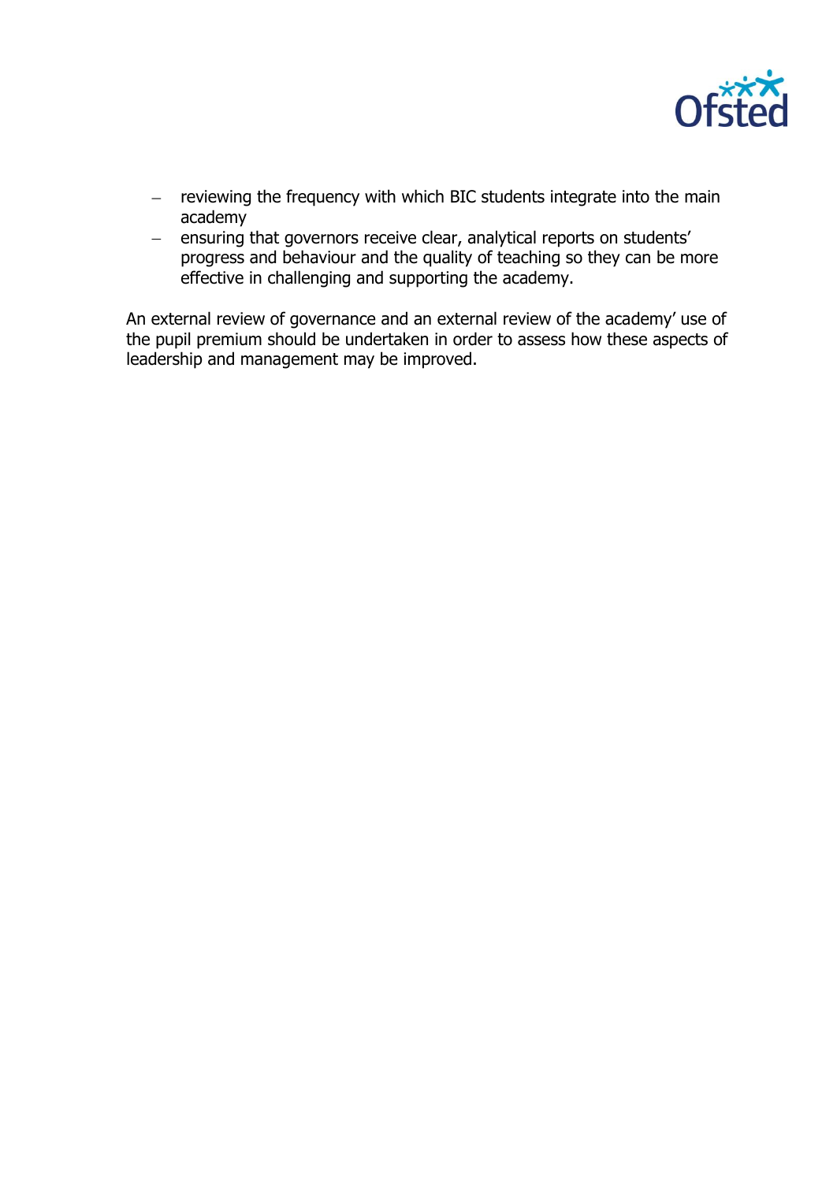- reviewing the frequency with which BIC students integrate into the main academy
- ensuring that governors receive clear, analytical reports on students' progress and behaviour and the quality of teaching so they can be more effective in challenging and supporting the academy.

An external review of governance and an external review of the academy' use of the pupil premium should be undertaken in order to assess how these aspects of leadership and management may be improved.